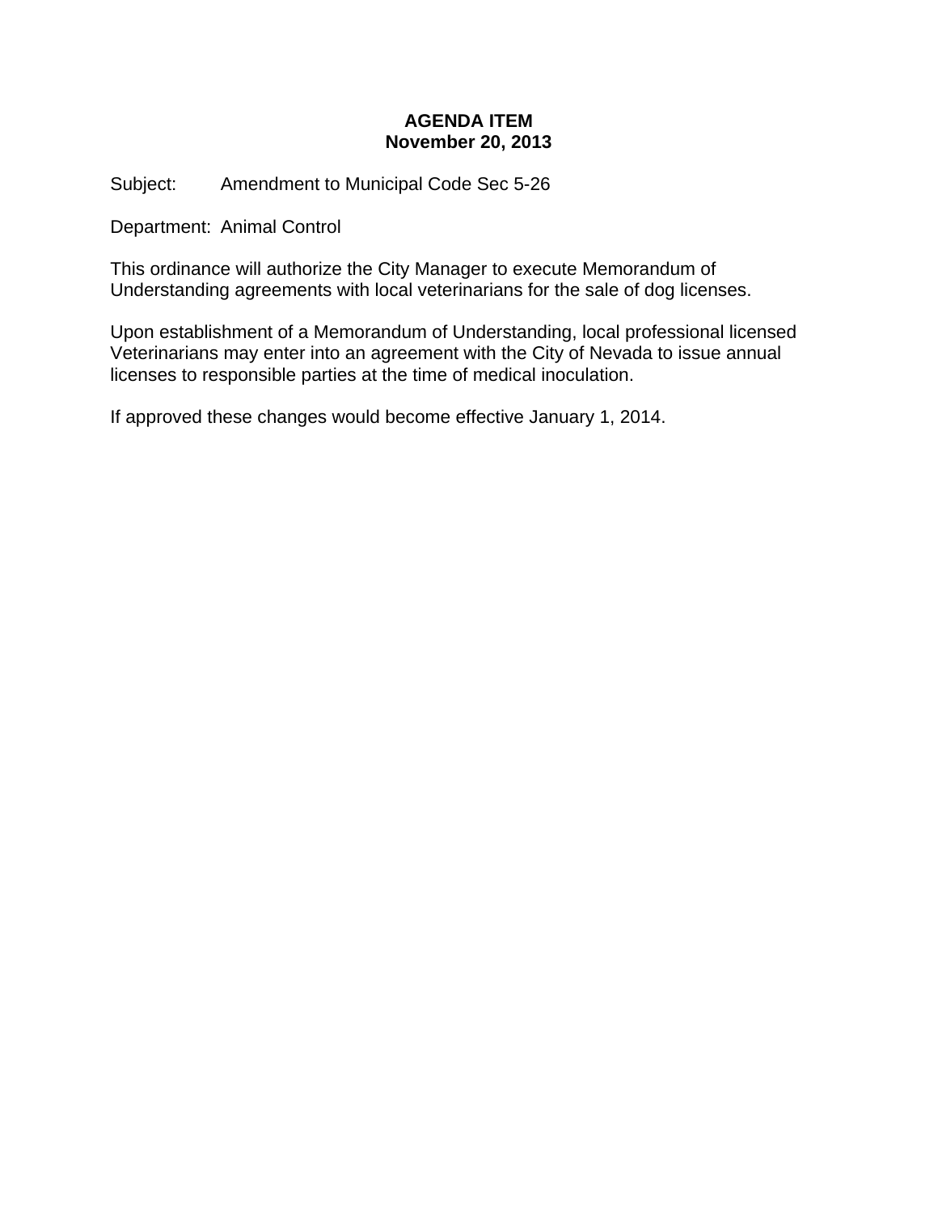**AGENDA ITEM**
**November 20, 2013**

Subject: Amendment to Municipal Code Sec 5-26

Department: Animal Control

This ordinance will authorize the City Manager to execute Memorandum of Understanding agreements with local veterinarians for the sale of dog licenses.

Upon establishment of a Memorandum of Understanding, local professional licensed Veterinarians may enter into an agreement with the City of Nevada to issue annual licenses to responsible parties at the time of medical inoculation.

If approved these changes would become effective January 1, 2014.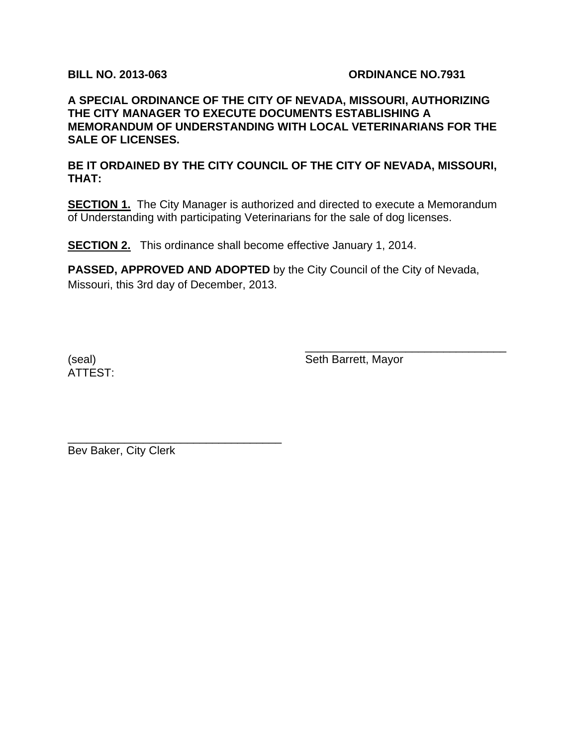**BILL NO. 2013-063** **ORDINANCE NO.7931**

**A SPECIAL ORDINANCE OF THE CITY OF NEVADA, MISSOURI, AUTHORIZING THE CITY MANAGER TO EXECUTE DOCUMENTS ESTABLISHING A MEMORANDUM OF UNDERSTANDING WITH LOCAL VETERINARIANS FOR THE SALE OF LICENSES.**

**BE IT ORDAINED BY THE CITY COUNCIL OF THE CITY OF NEVADA, MISSOURI, THAT:**

**SECTION 1.** The City Manager is authorized and directed to execute a Memorandum of Understanding with participating Veterinarians for the sale of dog licenses.

**SECTION 2.** This ordinance shall become effective January 1, 2014.

**PASSED, APPROVED AND ADOPTED** by the City Council of the City of Nevada, Missouri, this 3rd day of December, 2013.

(seal)

\_\_\_\_\_\_\_\_\_\_\_\_\_\_\_\_\_\_\_\_\_\_\_\_\_\_\_\_\_\_\_\_\_\_
Seth Barrett, Mayor

ATTEST:

\_\_\_\_\_\_\_\_\_\_\_\_\_\_\_\_\_\_\_\_\_\_\_\_\_\_\_\_\_\_\_\_\_\_\_\_
Bev Baker, City Clerk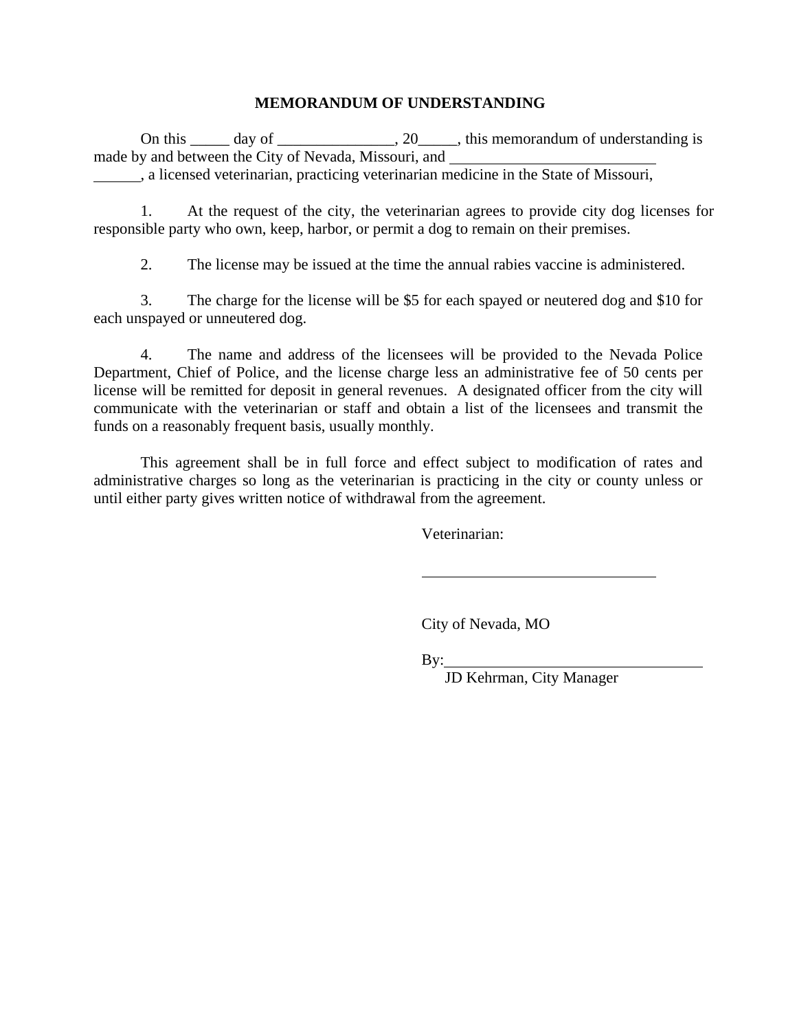**MEMORANDUM OF UNDERSTANDING**

On this _____ day of _______________, 20_____, this memorandum of understanding is made by and between the City of Nevada, Missouri, and __________________________ ______, a licensed veterinarian, practicing veterinarian medicine in the State of Missouri,

1. At the request of the city, the veterinarian agrees to provide city dog licenses for responsible party who own, keep, harbor, or permit a dog to remain on their premises.

2. The license may be issued at the time the annual rabies vaccine is administered.

3. The charge for the license will be $5 for each spayed or neutered dog and $10 for each unspayed or unneutered dog.

4. The name and address of the licensees will be provided to the Nevada Police Department, Chief of Police, and the license charge less an administrative fee of 50 cents per license will be remitted for deposit in general revenues. A designated officer from the city will communicate with the veterinarian or staff and obtain a list of the licensees and transmit the funds on a reasonably frequent basis, usually monthly.

This agreement shall be in full force and effect subject to modification of rates and administrative charges so long as the veterinarian is practicing in the city or county unless or until either party gives written notice of withdrawal from the agreement.

Veterinarian:

______________________________

City of Nevada, MO

By:______________________________
JD Kehrman, City Manager